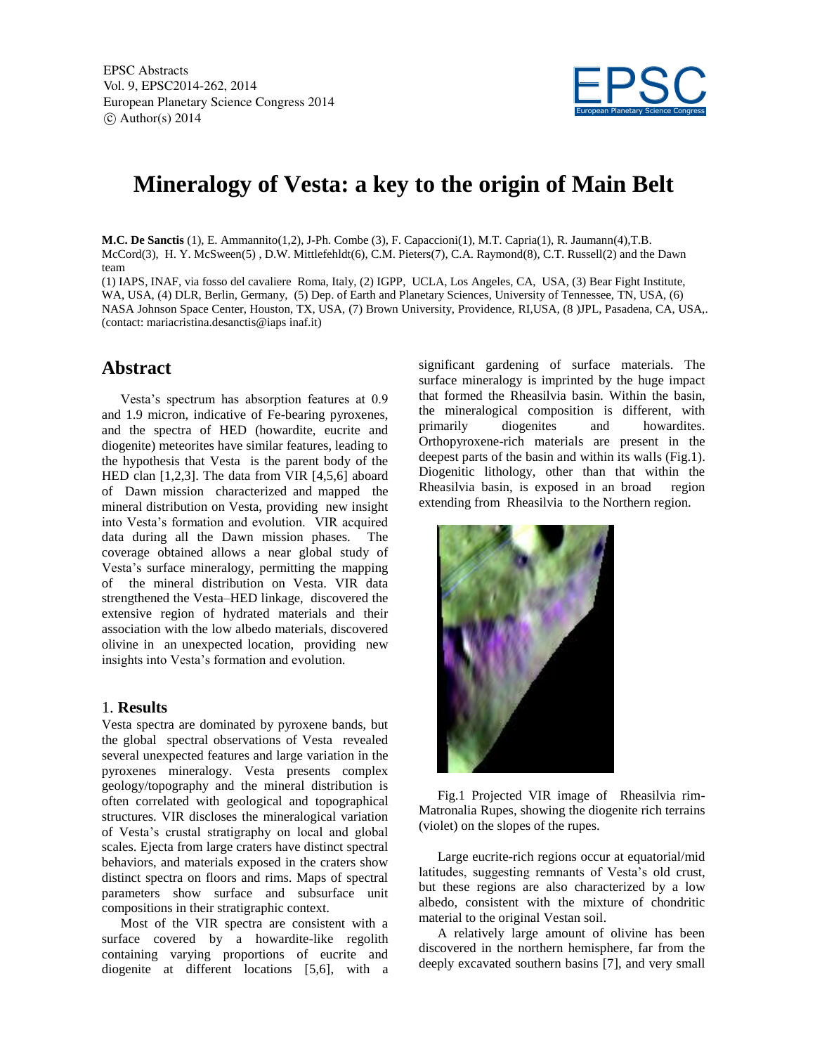# Mineralogy of Vesta: a key to the origin of Main Belt

**M.C. De Sanctis** (1), E. Ammannito(1,2), J-Ph. Combe (3), F. Capaccioni(1), M.T. Capria(1), R. Jaumann(4),T.B. McCord(3), H. Y. McSween(5) , D.W. Mittlefehldt(6), C.M. Pieters(7), C.A. Raymond(8), C.T. Russell(2) and the Dawn team

(1) IAPS, INAF, via fosso del cavaliere Roma, Italy, (2) IGPP, UCLA, Los Angeles, CA, USA, (3) Bear Fight Institute, WA, USA, (4) DLR, Berlin, Germany, (5) Dep. of Earth and Planetary Sciences, University of Tennessee, TN, USA, (6) NASA Johnson Space Center, Houston, TX, USA, (7) Brown University, Providence, RI,USA, (8 )JPL, Pasadena, CA, USA,. (contact: mariacristina.desanctis@iaps inaf.it)

## Abstract

Vesta's spectrum has absorption features at 0.9 and 1.9 micron, indicative of Fe-bearing pyroxenes, and the spectra of HED (howardite, eucrite and diogenite) meteorites have similar features, leading to the hypothesis that Vesta is the parent body of the HED clan [1,2,3]. The data from VIR [4,5,6] aboard of Dawn mission characterized and mapped the mineral distribution on Vesta, providing new insight into Vesta's formation and evolution. VIR acquired data during all the Dawn mission phases. The coverage obtained allows a near global study of Vesta's surface mineralogy, permitting the mapping of the mineral distribution on Vesta. VIR data strengthened the Vesta–HED linkage, discovered the extensive region of hydrated materials and their association with the low albedo materials, discovered olivine in an unexpected location, providing new insights into Vesta's formation and evolution.

## 1. Results

Vesta spectra are dominated by pyroxene bands, but the global spectral observations of Vesta revealed several unexpected features and large variation in the pyroxenes mineralogy. Vesta presents complex geology/topography and the mineral distribution is often correlated with geological and topographical structures. VIR discloses the mineralogical variation of Vesta's crustal stratigraphy on local and global scales. Ejecta from large craters have distinct spectral behaviors, and materials exposed in the craters show distinct spectra on floors and rims. Maps of spectral parameters show surface and subsurface unit compositions in their stratigraphic context.

Most of the VIR spectra are consistent with a surface covered by a howardite-like regolith containing varying proportions of eucrite and diogenite at different locations [5,6], with a significant gardening of surface materials. The surface mineralogy is imprinted by the huge impact that formed the Rheasilvia basin. Within the basin, the mineralogical composition is different, with primarily diogenites and howardites. Orthopyroxene-rich materials are present in the deepest parts of the basin and within its walls (Fig.1). Diogenitic lithology, other than that within the Rheasilvia basin, is exposed in an broad region extending from Rheasilvia to the Northern region.

Fig.1 Projected VIR image of Rheasilvia rim- Matronalia Rupes, showing the diogenite rich terrains (violet) on the slopes of the rupes.

Large eucrite-rich regions occur at equatorial/mid latitudes, suggesting remnants of Vesta's old crust, but these regions are also characterized by a low albedo, consistent with the mixture of chondritic material to the original Vestan soil.

A relatively large amount of olivine has been discovered in the northern hemisphere, far from the deeply excavated southern basins [7], and very small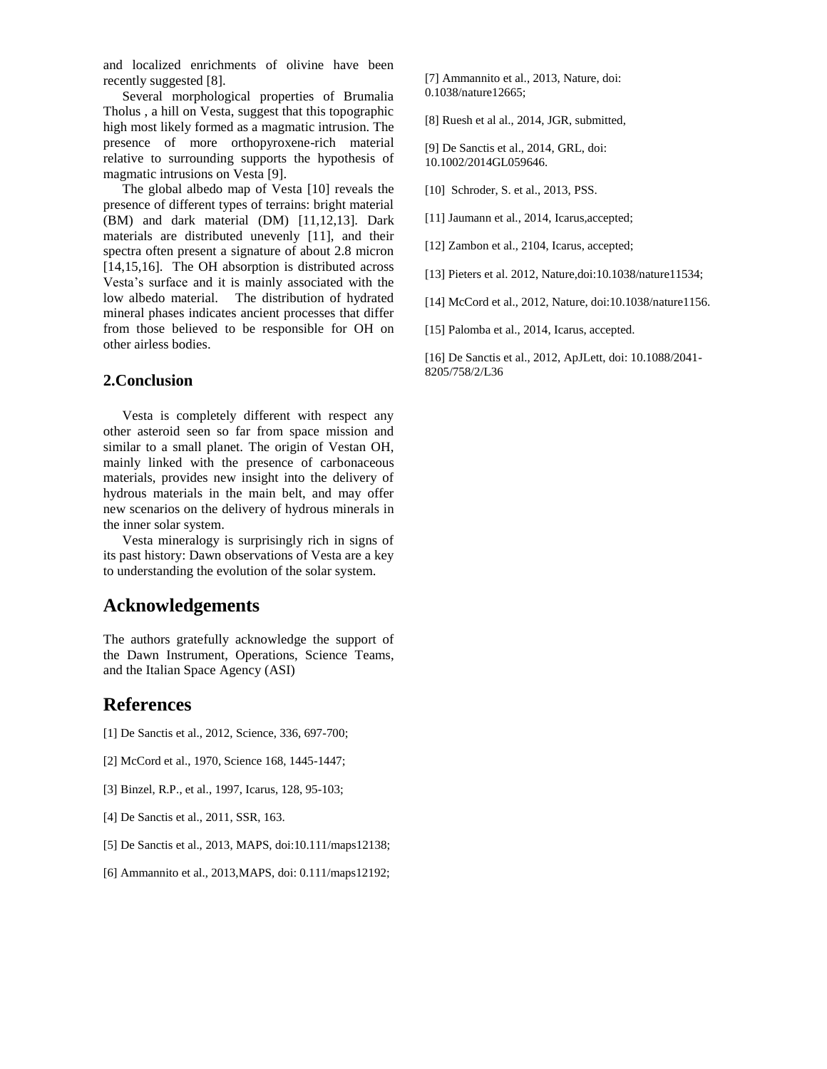and localized enrichments of olivine have been recently suggested [8].

Several morphological properties of Brumalia Tholus , a hill on Vesta, suggest that this topographic high most likely formed as a magmatic intrusion. The presence of more orthopyroxene-rich material relative to surrounding supports the hypothesis of magmatic intrusions on Vesta [9].

The global albedo map of Vesta [10] reveals the presence of different types of terrains: bright material (BM) and dark material (DM) [11,12,13]. Dark materials are distributed unevenly [11], and their spectra often present a signature of about 2.8 micron [14,15,16]. The OH absorption is distributed across Vesta's surface and it is mainly associated with the low albedo material. The distribution of hydrated mineral phases indicates ancient processes that differ from those believed to be responsible for OH on other airless bodies.

## 2.Conclusion

Vesta is completely different with respect any other asteroid seen so far from space mission and similar to a small planet. The origin of Vestan OH, mainly linked with the presence of carbonaceous materials, provides new insight into the delivery of hydrous materials in the main belt, and may offer new scenarios on the delivery of hydrous minerals in the inner solar system.

Vesta mineralogy is surprisingly rich in signs of its past history: Dawn observations of Vesta are a key to understanding the evolution of the solar system.

# Acknowledgements

The authors gratefully acknowledge the support of the Dawn Instrument, Operations, Science Teams, and the Italian Space Agency (ASI)

# References

[1] De Sanctis et al., 2012, Science, 336, 697-700;

[2] McCord et al., 1970, Science 168, 1445-1447;

[3] Binzel, R.P., et al., 1997, Icarus, 128, 95-103;

[4] De Sanctis et al., 2011, SSR, 163.

[5] De Sanctis et al., 2013, MAPS, doi:10.111/maps12138;

[6] Ammannito et al., 2013,MAPS, doi: 0.111/maps12192;

[7] Ammannito et al., 2013, Nature, doi: 0.1038/nature12665;

[8] Ruesh et al., 2014, JGR, submitted,

[9] De Sanctis et al., 2014, GRL, doi: 10.1002/2014GL059646.

[10] Schroder, S. et al., 2013, PSS.

[11] Jaumann et al., 2014, Icarus,accepted;

[12] Zambon et al., 2104, Icarus, accepted;

[13] Pieters et al. 2012, Nature,doi:10.1038/nature11534;

[14] McCord et al., 2012, Nature, doi:10.1038/nature1156.

[15] Palomba et al., 2014, Icarus, accepted.

[16] De Sanctis et al., 2012, ApJLett, doi: 10.1088/2041-8205/758/2/L36